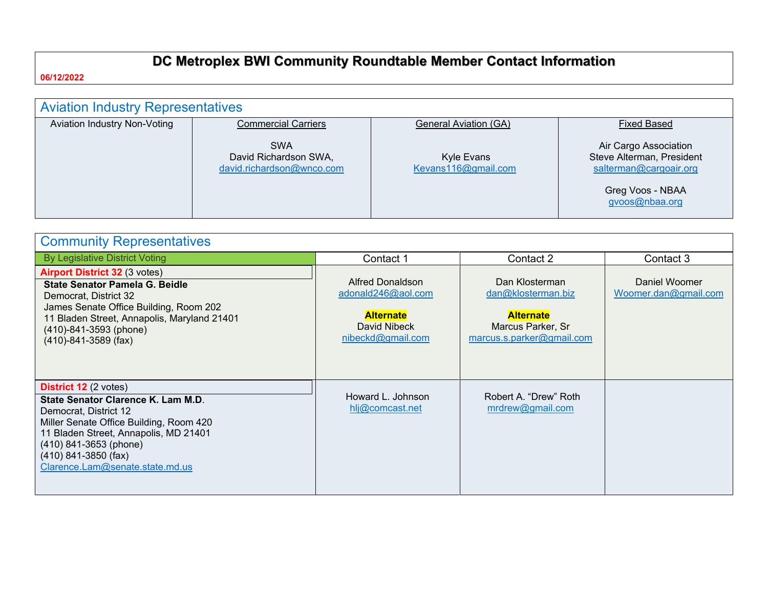# DC Metroplex BWI Community Roundtable Member Contact Information

06/12/2022

## Aviation Industry Representatives

| Aviation Industry Non-Voting | Commercial Carriers | General Aviation (GA) | Fixed Based |
|---|---|---|---|
| | SWA<br>David Richardson SWA,<br>david.richardson@wnco.com | Kyle Evans<br>Kevans116@gmail.com | Air Cargo Association<br>Steve Alterman, President<br>salterman@cargoair.org<br><br>Greg Voos - NBAA<br>gvoos@nbaa.org |

## Community Representatives

| By Legislative District Voting | Contact 1 | Contact 2 | Contact 3 |
|---|---|---|---|
| **Airport District 32** (3 votes)<br>**State Senator Pamela G. Beidle**<br>Democrat, District 32<br>James Senate Office Building, Room 202<br>11 Bladen Street, Annapolis, Maryland 21401<br>(410)-841-3593 (phone)<br>(410)-841-3589 (fax) | Alfred Donaldson<br>adonald246@aol.com<br><br>**Alternate**<br>David Nibeck<br>nibeckd@gmail.com | Dan Klosterman<br>dan@klosterman.biz<br><br>**Alternate**<br>Marcus Parker, Sr<br>marcus.s.parker@gmail.com | Daniel Woomer<br>Woomer.dan@gmail.com |
| **District 12** (2 votes)<br>**State Senator Clarence K. Lam M.D.**<br>Democrat, District 12<br>Miller Senate Office Building, Room 420<br>11 Bladen Street, Annapolis, MD 21401<br>(410) 841-3653 (phone)<br>(410) 841-3850 (fax)<br>Clarence.Lam@senate.state.md.us | Howard L. Johnson<br>hlj@comcast.net | Robert A. "Drew" Roth<br>mrdrew@gmail.com | |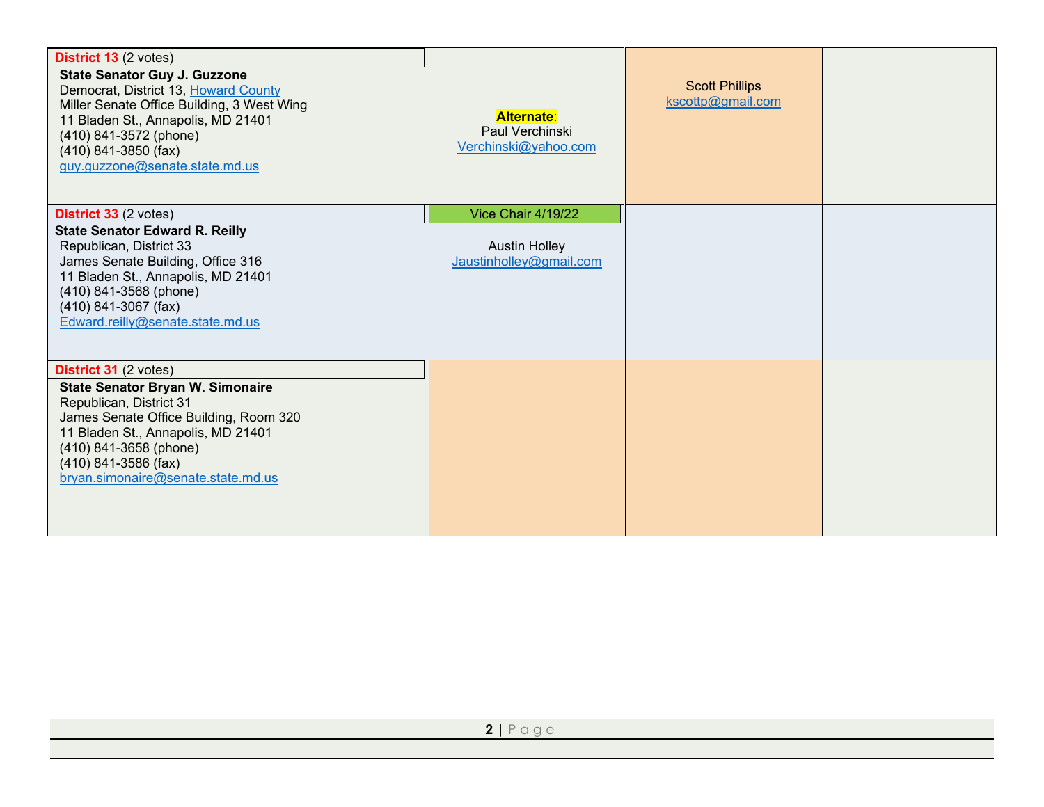| | | | |
|---|---|---|---|
| **District 13** (2 votes)<br>**State Senator Guy J. Guzzone**<br>Democrat, District 13, Howard County<br>Miller Senate Office Building, 3 West Wing<br>11 Bladen St., Annapolis, MD 21401<br>(410) 841-3572 (phone)<br>(410) 841-3850 (fax)<br>guy.guzzone@senate.state.md.us | **Alternate:**<br>Paul Verchinski<br>Verchinski@yahoo.com | Scott Phillips<br>kscottp@gmail.com | |
| **District 33** (2 votes)<br>**State Senator Edward R. Reilly**<br>Republican, District 33<br>James Senate Building, Office 316<br>11 Bladen St., Annapolis, MD 21401<br>(410) 841-3568 (phone)<br>(410) 841-3067 (fax)<br>Edward.reilly@senate.state.md.us | Vice Chair 4/19/22<br><br>Austin Holley<br>Jaustinholley@gmail.com | | |
| **District 31** (2 votes)<br>**State Senator Bryan W. Simonaire**<br>Republican, District 31<br>James Senate Office Building, Room 320<br>11 Bladen St., Annapolis, MD 21401<br>(410) 841-3658 (phone)<br>(410) 841-3586 (fax)<br>bryan.simonaire@senate.state.md.us | | | |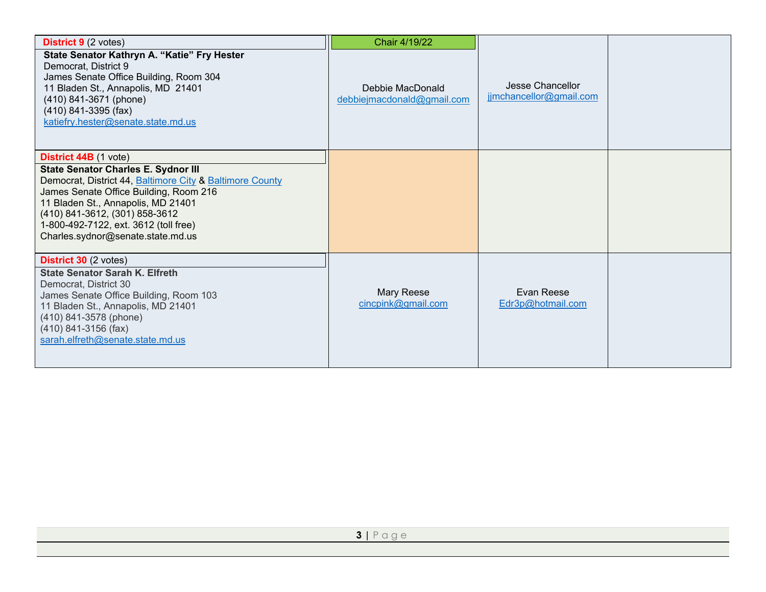| | | | |
|---|---|---|---|
| **District 9** (2 votes)<br>**State Senator Kathryn A. "Katie" Fry Hester**<br>Democrat, District 9<br>James Senate Office Building, Room 304<br>11 Bladen St., Annapolis, MD 21401<br>(410) 841-3671 (phone)<br>(410) 841-3395 (fax)<br>katiefry.hester@senate.state.md.us | Chair 4/19/22<br>Debbie MacDonald<br>debbiejmacdonald@gmail.com | Jesse Chancellor<br>jjmchancellor@gmail.com | |
| **District 44B** (1 vote)<br>**State Senator Charles E. Sydnor III**<br>Democrat, District 44, Baltimore City & Baltimore County<br>James Senate Office Building, Room 216<br>11 Bladen St., Annapolis, MD 21401<br>(410) 841-3612, (301) 858-3612<br>1-800-492-7122, ext. 3612 (toll free)<br>Charles.sydnor@senate.state.md.us | | | |
| **District 30** (2 votes)<br>**State Senator Sarah K. Elfreth**<br>Democrat, District 30<br>James Senate Office Building, Room 103<br>11 Bladen St., Annapolis, MD 21401<br>(410) 841-3578 (phone)<br>(410) 841-3156 (fax)<br>sarah.elfreth@senate.state.md.us | Mary Reese<br>cincpink@gmail.com | Evan Reese<br>Edr3p@hotmail.com | |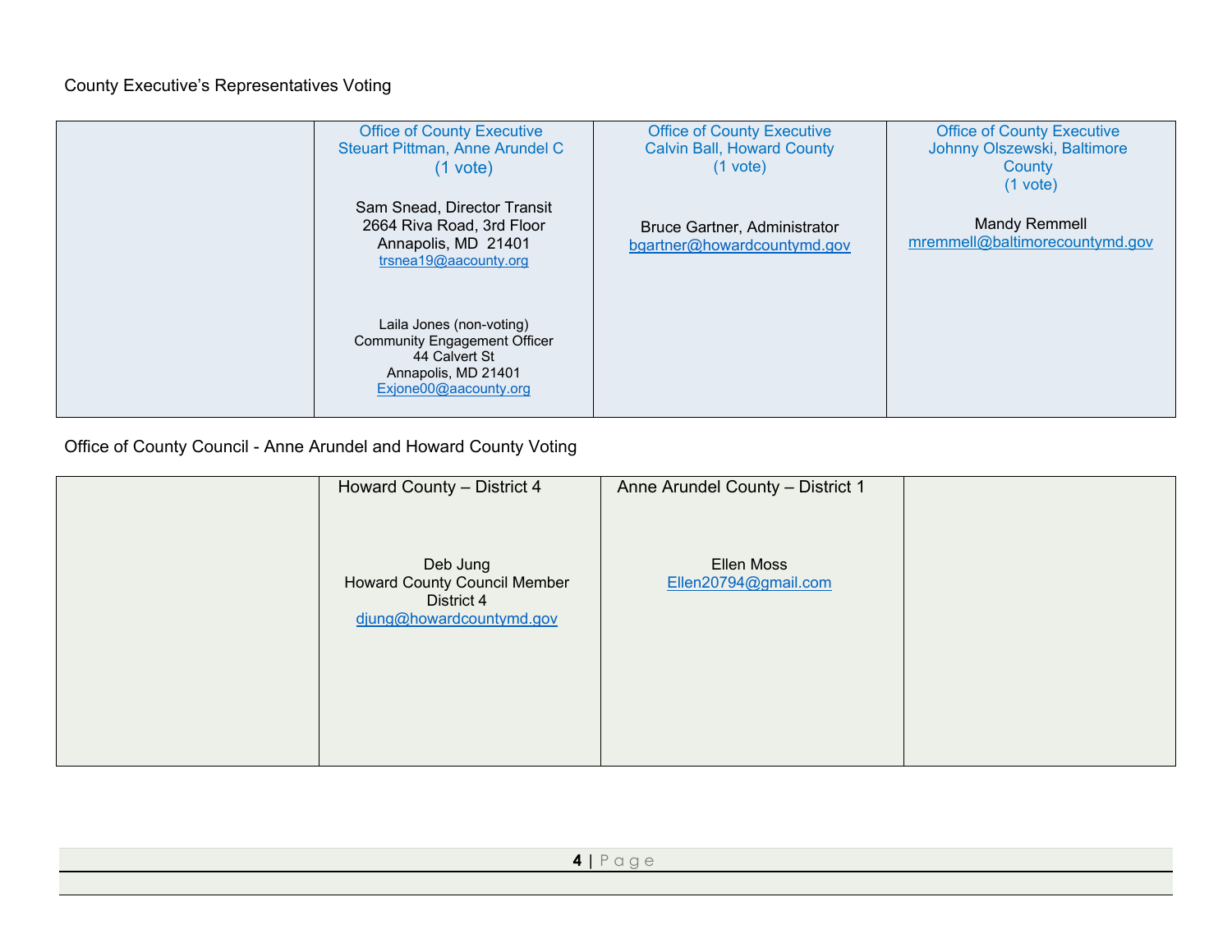County Executive's Representatives Voting

| | Office of County Executive<br>Steuart Pittman, Anne Arundel C<br>(1 vote)<br><br>Sam Snead, Director Transit<br>2664 Riva Road, 3rd Floor<br>Annapolis, MD 21401<br>trsnea19@aacounty.org<br><br>Laila Jones (non-voting)<br>Community Engagement Officer<br>44 Calvert St<br>Annapolis, MD 21401<br>Exjone00@aacounty.org | Office of County Executive<br>Calvin Ball, Howard County<br>(1 vote)<br><br>Bruce Gartner, Administrator<br>bgartner@howardcountymd.gov | Office of County Executive<br>Johnny Olszewski, Baltimore County<br>(1 vote)<br><br>Mandy Remmell<br>mremmell@baltimorecountymd.gov |
|---|---|---|---|

Office of County Council - Anne Arundel and Howard County Voting

| | Howard County – District 4<br><br>Deb Jung<br>Howard County Council Member<br>District 4<br>djung@howardcountymd.gov | Anne Arundel County – District 1<br><br>Ellen Moss<br>Ellen20794@gmail.com | |
|---|---|---|---|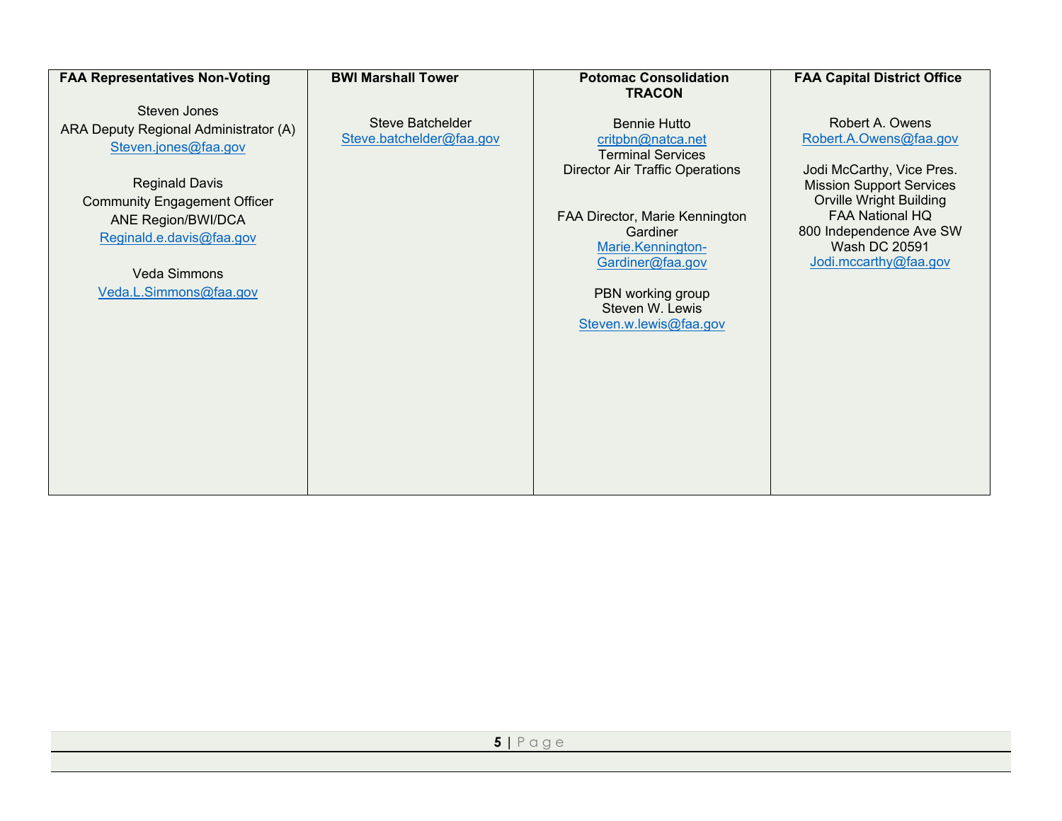| FAA Representatives Non-Voting | BWI Marshall Tower | Potomac Consolidation TRACON | FAA Capital District Office |
|---|---|---|---|
| Steven Jones<br>ARA Deputy Regional Administrator (A)<br>Steven.jones@faa.gov<br><br>Reginald Davis<br>Community Engagement Officer<br>ANE Region/BWI/DCA<br>Reginald.e.davis@faa.gov<br><br>Veda Simmons<br>Veda.L.Simmons@faa.gov | Steve Batchelder<br>Steve.batchelder@faa.gov | Bennie Hutto<br>critpbn@natca.net<br>Terminal Services<br>Director Air Traffic Operations<br><br>FAA Director, Marie Kennington Gardiner<br>Marie.Kennington-Gardiner@faa.gov<br><br>PBN working group<br>Steven W. Lewis<br>Steven.w.lewis@faa.gov | Robert A. Owens<br>Robert.A.Owens@faa.gov<br><br>Jodi McCarthy, Vice Pres.<br>Mission Support Services<br>Orville Wright Building<br>FAA National HQ<br>800 Independence Ave SW<br>Wash DC 20591<br>Jodi.mccarthy@faa.gov |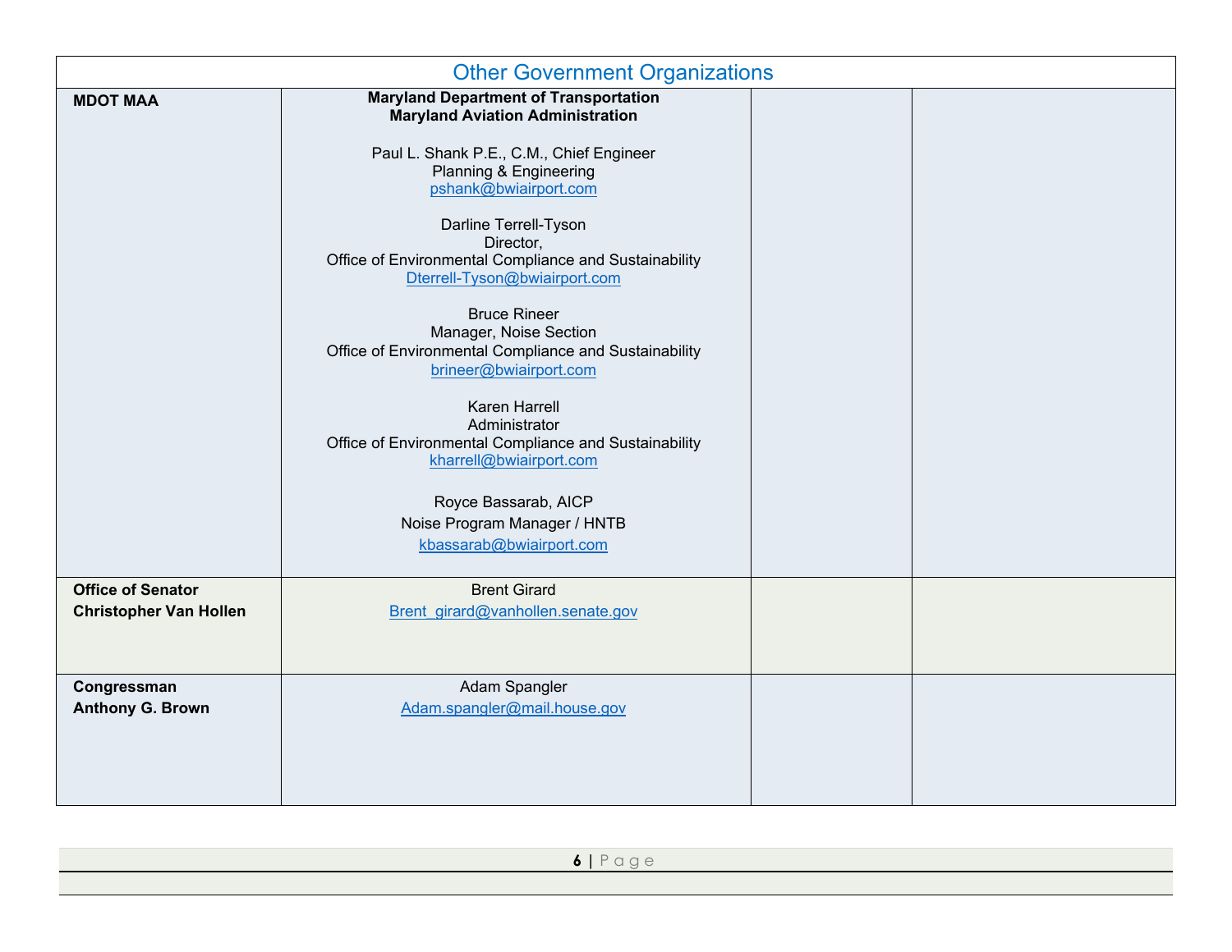| Other Government Organizations | | | |
|---|---|---|---|
| **MDOT MAA** | **Maryland Department of Transportation**<br>**Maryland Aviation Administration**<br><br>Paul L. Shank P.E., C.M., Chief Engineer<br>Planning & Engineering<br>pshank@bwiairport.com<br><br>Darline Terrell-Tyson<br>Director,<br>Office of Environmental Compliance and Sustainability<br>Dterrell-Tyson@bwiairport.com<br><br>Bruce Rineer<br>Manager, Noise Section<br>Office of Environmental Compliance and Sustainability<br>brineer@bwiairport.com<br><br>Karen Harrell<br>Administrator<br>Office of Environmental Compliance and Sustainability<br>kharrell@bwiairport.com<br><br>Royce Bassarab, AICP<br>Noise Program Manager / HNTB<br>kbassarab@bwiairport.com | | |
| **Office of Senator Christopher Van Hollen** | Brent Girard<br>Brent_girard@vanhollen.senate.gov | | |
| **Congressman Anthony G. Brown** | Adam Spangler<br>Adam.spangler@mail.house.gov | | |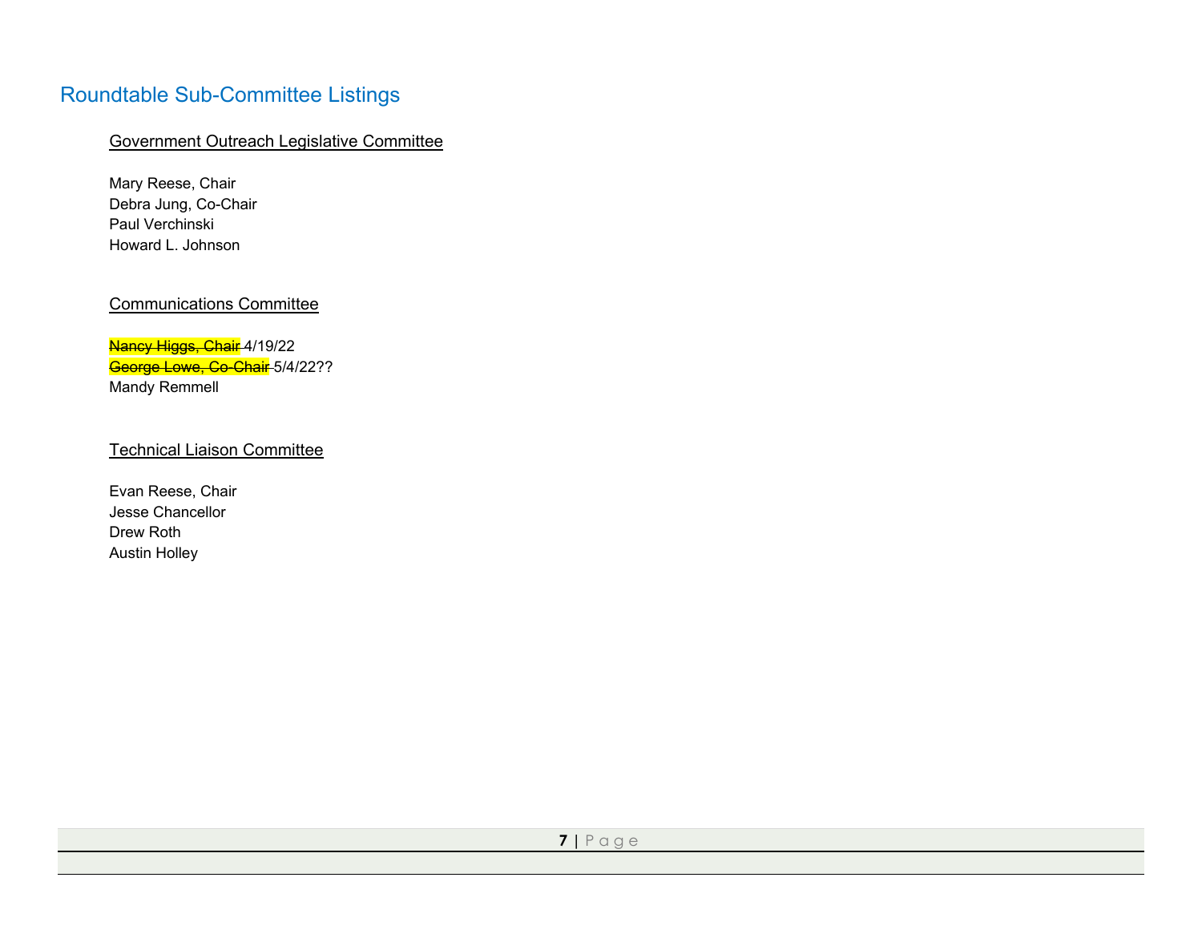## Roundtable Sub-Committee Listings

### Government Outreach Legislative Committee

Mary Reese, Chair
Debra Jung, Co-Chair
Paul Verchinski
Howard L. Johnson

### Communications Committee

~~Nancy Higgs, Chair~~ 4/19/22
~~George Lowe, Co-Chair~~ 5/4/22??
Mandy Remmell

### Technical Liaison Committee

Evan Reese, Chair
Jesse Chancellor
Drew Roth
Austin Holley